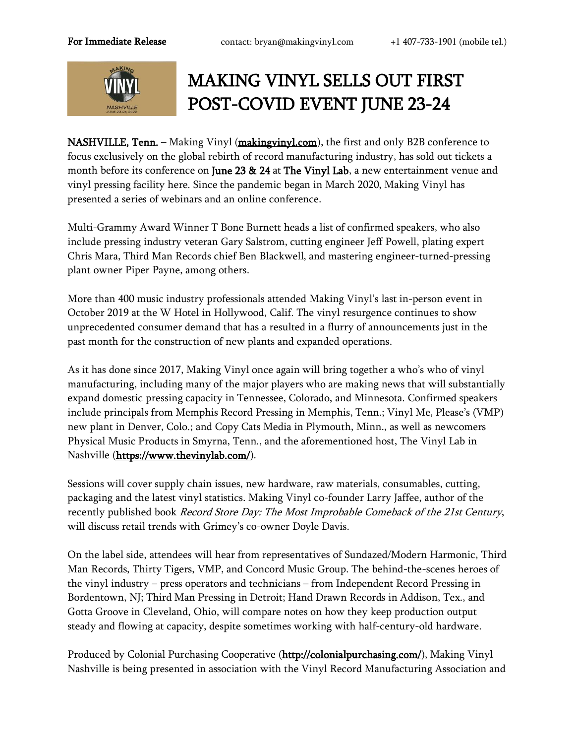**For Immediate Release** contact: bryan@makingvinyl.com +1 407-733-1901 (mobile tel.)

# MAKING VINYL SELLS OUT FIRST POST-COVID EVENT JUNE 23-24

**NASHVILLE, Tenn.** – Making Vinyl (**makingvinyl.com**), the first and only B2B conference to focus exclusively on the global rebirth of record manufacturing industry, has sold out tickets a month before its conference on **June 23 & 24** at **The Vinyl Lab**, a new entertainment venue and vinyl pressing facility here. Since the pandemic began in March 2020, Making Vinyl has presented a series of webinars and an online conference.

Multi-Grammy Award Winner T Bone Burnett heads a list of confirmed speakers, who also include pressing industry veteran Gary Salstrom, cutting engineer Jeff Powell, plating expert Chris Mara, Third Man Records chief Ben Blackwell, and mastering engineer-turned-pressing plant owner Piper Payne, among others.

More than 400 music industry professionals attended Making Vinyl's last in-person event in October 2019 at the W Hotel in Hollywood, Calif. The vinyl resurgence continues to show unprecedented consumer demand that has a resulted in a flurry of announcements just in the past month for the construction of new plants and expanded operations.

As it has done since 2017, Making Vinyl once again will bring together a who's who of vinyl manufacturing, including many of the major players who are making news that will substantially expand domestic pressing capacity in Tennessee, Colorado, and Minnesota. Confirmed speakers include principals from Memphis Record Pressing in Memphis, Tenn.; Vinyl Me, Please's (VMP) new plant in Denver, Colo.; and Copy Cats Media in Plymouth, Minn., as well as newcomers Physical Music Products in Smyrna, Tenn., and the aforementioned host, The Vinyl Lab in Nashville (**https://www.thevinylab.com/**).

Sessions will cover supply chain issues, new hardware, raw materials, consumables, cutting, packaging and the latest vinyl statistics. Making Vinyl co-founder Larry Jaffee, author of the recently published book *Record Store Day: The Most Improbable Comeback of the 21st Century*, will discuss retail trends with Grimey's co-owner Doyle Davis.

On the label side, attendees will hear from representatives of Sundazed/Modern Harmonic, Third Man Records, Thirty Tigers, VMP, and Concord Music Group. The behind-the-scenes heroes of the vinyl industry – press operators and technicians – from Independent Record Pressing in Bordentown, NJ; Third Man Pressing in Detroit; Hand Drawn Records in Addison, Tex., and Gotta Groove in Cleveland, Ohio, will compare notes on how they keep production output steady and flowing at capacity, despite sometimes working with half-century-old hardware.

Produced by Colonial Purchasing Cooperative (**http://colonialpurchasing.com/**), Making Vinyl Nashville is being presented in association with the Vinyl Record Manufacturing Association and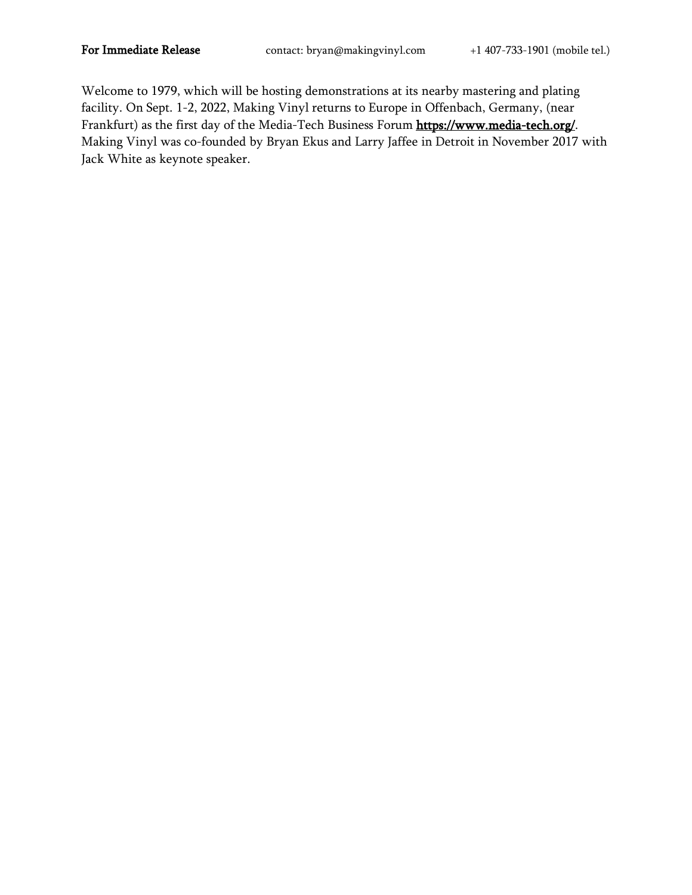Welcome to 1979, which will be hosting demonstrations at its nearby mastering and plating facility. On Sept. 1-2, 2022, Making Vinyl returns to Europe in Offenbach, Germany, (near Frankfurt) as the first day of the Media-Tech Business Forum https://www.media-tech.org/. Making Vinyl was co-founded by Bryan Ekus and Larry Jaffee in Detroit in November 2017 with Jack White as keynote speaker.